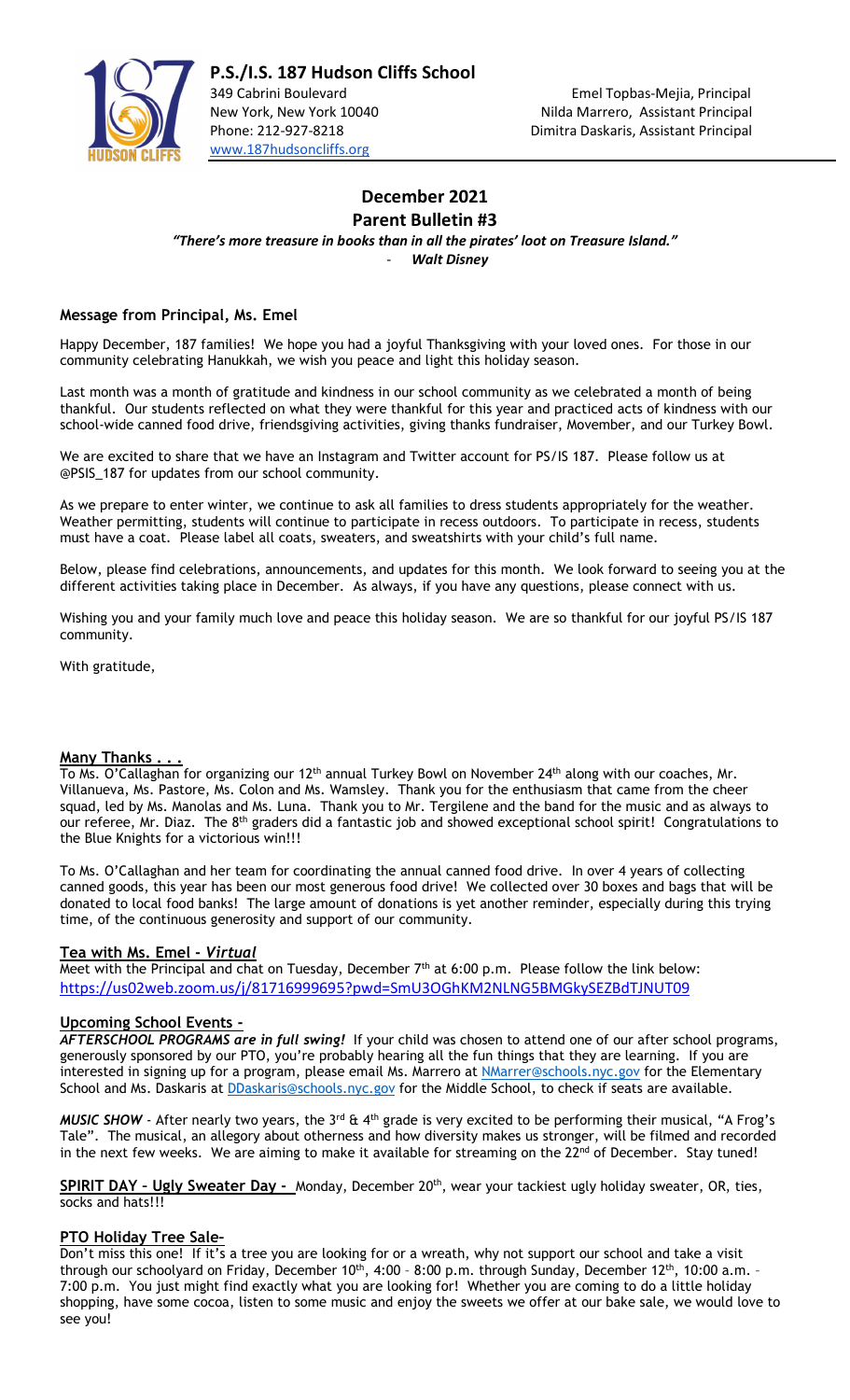# P.S./I.S. 187 Hudson Cliffs School

349 Cabrini Boulevard
New York, New York 10040
Phone: 212-927-8218
www.187hudsoncliffs.org

Emel Topbas-Mejia, Principal
Nilda Marrero, Assistant Principal
Dimitra Daskaris, Assistant Principal

## December 2021
## Parent Bulletin #3

***"There's more treasure in books than in all the pirates' loot on Treasure Island."***
- ***Walt Disney***

### Message from Principal, Ms. Emel

Happy December, 187 families! We hope you had a joyful Thanksgiving with your loved ones. For those in our community celebrating Hanukkah, we wish you peace and light this holiday season.

Last month was a month of gratitude and kindness in our school community as we celebrated a month of being thankful. Our students reflected on what they were thankful for this year and practiced acts of kindness with our school-wide canned food drive, friendsgiving activities, giving thanks fundraiser, Movember, and our Turkey Bowl.

We are excited to share that we have an Instagram and Twitter account for PS/IS 187. Please follow us at @PSIS_187 for updates from our school community.

As we prepare to enter winter, we continue to ask all families to dress students appropriately for the weather. Weather permitting, students will continue to participate in recess outdoors. To participate in recess, students must have a coat. Please label all coats, sweaters, and sweatshirts with your child's full name.

Below, please find celebrations, announcements, and updates for this month. We look forward to seeing you at the different activities taking place in December. As always, if you have any questions, please connect with us.

Wishing you and your family much love and peace this holiday season. We are so thankful for our joyful PS/IS 187 community.

With gratitude,

### Many Thanks . . .

To Ms. O'Callaghan for organizing our 12th annual Turkey Bowl on November 24th along with our coaches, Mr. Villanueva, Ms. Pastore, Ms. Colon and Ms. Wamsley. Thank you for the enthusiasm that came from the cheer squad, led by Ms. Manolas and Ms. Luna. Thank you to Mr. Tergilene and the band for the music and as always to our referee, Mr. Diaz. The 8th graders did a fantastic job and showed exceptional school spirit! Congratulations to the Blue Knights for a victorious win!!!

To Ms. O'Callaghan and her team for coordinating the annual canned food drive. In over 4 years of collecting canned goods, this year has been our most generous food drive! We collected over 30 boxes and bags that will be donated to local food banks! The large amount of donations is yet another reminder, especially during this trying time, of the continuous generosity and support of our community.

### Tea with Ms. Emel - *Virtual*

Meet with the Principal and chat on Tuesday, December 7th at 6:00 p.m. Please follow the link below:
https://us02web.zoom.us/j/81716999695?pwd=SmU3OGhKM2NLNG5BMGkySEZBdTJNUT09

### Upcoming School Events –

***AFTERSCHOOL PROGRAMS are in full swing!*** If your child was chosen to attend one of our after school programs, generously sponsored by our PTO, you're probably hearing all the fun things that they are learning. If you are interested in signing up for a program, please email Ms. Marrero at NMarrer@schools.nyc.gov for the Elementary School and Ms. Daskaris at DDaskaris@schools.nyc.gov for the Middle School, to check if seats are available.

***MUSIC SHOW*** - After nearly two years, the 3rd & 4th grade is very excited to be performing their musical, "A Frog's Tale". The musical, an allegory about otherness and how diversity makes us stronger, will be filmed and recorded in the next few weeks. We are aiming to make it available for streaming on the 22nd of December. Stay tuned!

**SPIRIT DAY – Ugly Sweater Day -** Monday, December 20th, wear your tackiest ugly holiday sweater, OR, ties, socks and hats!!!

### PTO Holiday Tree Sale–

Don't miss this one! If it's a tree you are looking for or a wreath, why not support our school and take a visit through our schoolyard on Friday, December 10th, 4:00 – 8:00 p.m. through Sunday, December 12th, 10:00 a.m. – 7:00 p.m. You just might find exactly what you are looking for! Whether you are coming to do a little holiday shopping, have some cocoa, listen to some music and enjoy the sweets we offer at our bake sale, we would love to see you!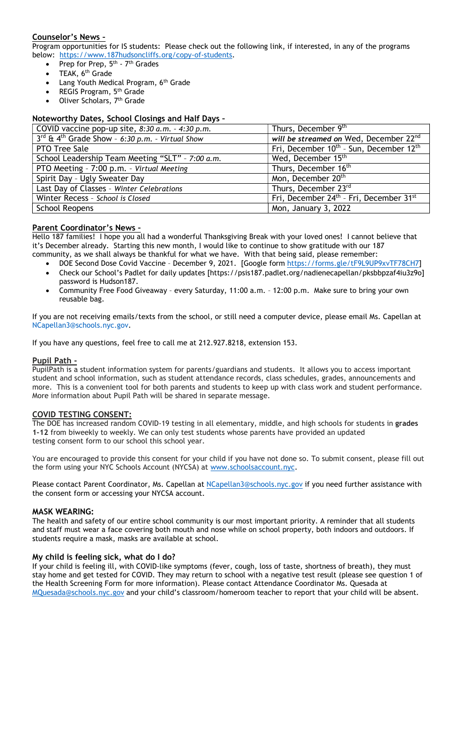## Counselor's News –

Program opportunities for IS students: Please check out the following link, if interested, in any of the programs below: https://www.187hudsoncliffs.org/copy-of-students.

- Prep for Prep, 5th - 7th Grades
- TEAK, 6th Grade
- Lang Youth Medical Program, 6th Grade
- REGIS Program, 5th Grade
- Oliver Scholars, 7th Grade

## Noteworthy Dates, School Closings and Half Days –

| | |
|---|---|
| COVID vaccine pop-up site, *8:30 a.m. - 4:30 p.m.* | Thurs, December 9th |
| 3rd & 4th Grade Show – *6:30 p.m. - Virtual Show* | ***will be streamed on*** **Wed, December 22nd** |
| PTO Tree Sale | Fri, December 10th - Sun, December 12th |
| School Leadership Team Meeting "SLT" – *7:00 a.m.* | Wed, December 15th |
| PTO Meeting – 7:00 p.m. – *Virtual Meeting* | Thurs, December 16th |
| Spirit Day – Ugly Sweater Day | Mon, December 20th |
| Last Day of Classes – *Winter Celebrations* | Thurs, December 23rd |
| Winter Recess – *School is Closed* | Fri, December 24th - Fri, December 31st |
| School Reopens | Mon, January 3, 2022 |

## Parent Coordinator's News –

Hello 187 families! I hope you all had a wonderful Thanksgiving Break with your loved ones! I cannot believe that it's December already. Starting this new month, I would like to continue to show gratitude with our 187 community, as we shall always be thankful for what we have. With that being said, please remember:

- DOE Second Dose Covid Vaccine – December 9, 2021. [Google form https://forms.gle/tF9L9UP9xvTF78CH7]
- Check our School's Padlet for daily updates [https://psis187.padlet.org/nadienecapellan/pksbbpzaf4iu3z9o] password is Hudson187.
- Community Free Food Giveaway – every Saturday, 11:00 a.m. – 12:00 p.m. Make sure to bring your own reusable bag.

If you are not receiving emails/texts from the school, or still need a computer device, please email Ms. Capellan at NCapellan3@schools.nyc.gov.

If you have any questions, feel free to call me at 212.927.8218, extension 153.

## Pupil Path –

PupilPath is a student information system for parents/guardians and students. It allows you to access important student and school information, such as student attendance records, class schedules, grades, announcements and more. This is a convenient tool for both parents and students to keep up with class work and student performance. More information about Pupil Path will be shared in separate message.

## COVID TESTING CONSENT:

The DOE has increased random COVID-19 testing in all elementary, middle, and high schools for students in **grades 1-12** from biweekly to weekly. We can only test students whose parents have provided an updated testing consent form to our school this school year.

You are encouraged to provide this consent for your child if you have not done so. To submit consent, please fill out the form using your NYC Schools Account (NYCSA) at www.schoolsaccount.nyc.

Please contact Parent Coordinator, Ms. Capellan at NCapellan3@schools.nyc.gov if you need further assistance with the consent form or accessing your NYCSA account.

## MASK WEARING:

The health and safety of our entire school community is our most important priority. A reminder that all students and staff must wear a face covering both mouth and nose while on school property, both indoors and outdoors. If students require a mask, masks are available at school.

## My child is feeling sick, what do I do?

If your child is feeling ill, with COVID-like symptoms (fever, cough, loss of taste, shortness of breath), they must stay home and get tested for COVID. They may return to school with a negative test result (please see question 1 of the Health Screening Form for more information). Please contact Attendance Coordinator Ms. Quesada at MQuesada@schools.nyc.gov and your child's classroom/homeroom teacher to report that your child will be absent.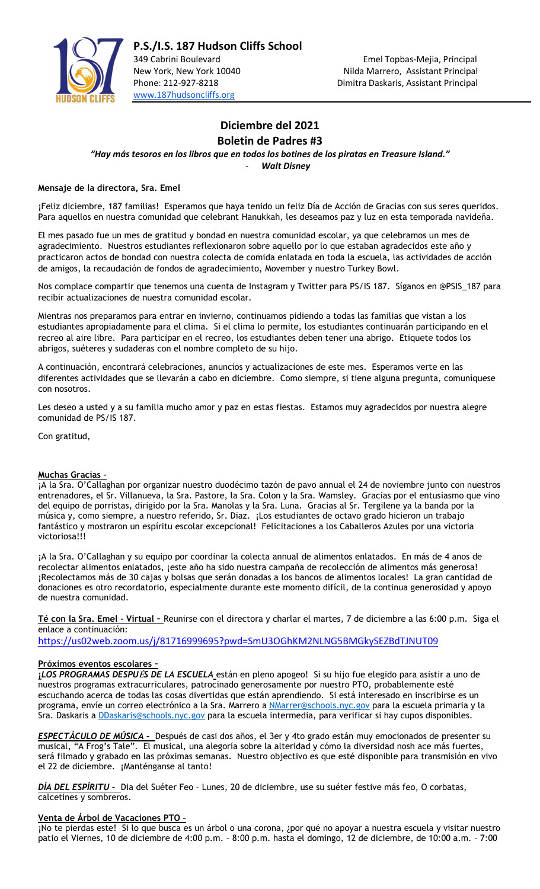**P.S./I.S. 187 Hudson Cliffs School**

349 Cabrini Boulevard
New York, New York 10040
Phone: 212-927-8218
www.187hudsoncliffs.org

Emel Topbas-Mejia, Principal
Nilda Marrero, Assistant Principal
Dimitra Daskaris, Assistant Principal

## Diciembre del 2021

## Boletin de Padres #3

***"Hay más tesoros en los libros que en todos los botines de los piratas en Treasure Island."***

- ***Walt Disney***

**Mensaje de la directora, Sra. Emel**

¡Feliz diciembre, 187 familias! Esperamos que haya tenido un feliz Día de Acción de Gracias con sus seres queridos. Para aquellos en nuestra comunidad que celebrant Hanukkah, les deseamos paz y luz en esta temporada navideña.

El mes pasado fue un mes de gratitud y bondad en nuestra comunidad escolar, ya que celebramos un mes de agradecimiento. Nuestros estudiantes reflexionaron sobre aquello por lo que estaban agradecidos este año y practicaron actos de bondad con nuestra colecta de comida enlatada en toda la escuela, las actividades de acción de amigos, la recaudación de fondos de agradecimiento, Movember y nuestro Turkey Bowl.

Nos complace compartir que tenemos una cuenta de Instagram y Twitter para PS/IS 187. Síganos en @PSIS_187 para recibir actualizaciones de nuestra comunidad escolar.

Mientras nos preparamos para entrar en invierno, continuamos pidiendo a todas las familias que vistan a los estudiantes apropiadamente para el clima. Si el clima lo permite, los estudiantes continuarán participando en el recreo al aire libre. Para participar en el recreo, los estudiantes deben tener una abrigo. Etiquete todos los abrigos, suéteres y sudaderas con el nombre completo de su hijo.

A continuación, encontrará celebraciones, anuncios y actualizaciones de este mes. Esperamos verte en las diferentes actividades que se llevarán a cabo en diciembre. Como siempre, si tiene alguna pregunta, comuníquese con nosotros.

Les deseo a usted y a su familia mucho amor y paz en estas fiestas. Estamos muy agradecidos por nuestra alegre comunidad de PS/IS 187.

Con gratitud,

**Muchas Gracias –**

¡A la Sra. O'Callaghan por organizar nuestro duodécimo tazón de pavo annual el 24 de noviembre junto con nuestros entrenadores, el Sr. Villanueva, la Sra. Pastore, la Sra. Colon y la Sra. Wamsley. Gracias por el entusiasmo que vino del equipo de porristas, dirigido por la Sra. Manolas y la Sra. Luna. Gracias al Sr. Tergilene ya la banda por la música y, como siempre, a nuestro referido, Sr. Diaz. ¡Los estudiantes de octavo grado hicieron un trabajo fantástico y mostraron un espíritu escolar excepcional! Felicitaciones a los Caballeros Azules por una victoria victoriosa!!!

¡A la Sra. O'Callaghan y su equipo por coordinar la colecta annual de alimentos enlatados. En más de 4 anos de recolectar alimentos enlatados, ¡este año ha sido nuestra campaña de recolección de alimentos más generosa! ¡Recolectamos más de 30 cajas y bolsas que serán donadas a los bancos de alimentos locales! La gran cantidad de donaciones es otro recordatorio, especialmente durante este momento difícil, de la continua generosidad y apoyo de nuestra comunidad.

**Té con la Sra. Emel - Virtual –** Reunirse con el directora y charlar el martes, 7 de diciembre a las 6:00 p.m. Siga el enlace a continuación:
https://us02web.zoom.us/j/81716999695?pwd=SmU3OGhKM2NLNG5BMGkySEZBdTJNUT09

**Próximos eventos escolares –**

***¡LOS PROGRAMAS DESPUÉS DE LA ESCUELA*** están en pleno apogeo! Si su hijo fue elegido para asistir a uno de nuestros programas extracurriculares, patrocinado generosamente por nuestro PTO, probablemente esté escuchando acerca de todas las cosas divertidas que están aprendiendo. Si está interesado en inscribirse es un programa, envíe un correo electrónico a la Sra. Marrero a NMarrer@schools.nyc.gov para la escuela primaria y la Sra. Daskaris a DDaskaris@schools.nyc.gov para la escuela intermedia, para verificar si hay cupos disponibles.

***ESPECTÁCULO DE MÚSICA –*** Después de casi dos años, el 3er y 4to grado están muy emocionados de presenter su musical, "A Frog's Tale". El musical, una alegoría sobre la alteridad y cómo la diversidad nosh ace más fuertes, será filmado y grabado en las próximas semanas. Nuestro objectivo es que esté disponible para transmisión en vivo el 22 de diciembre. ¡Manténganse al tanto!

***DÍA DEL ESPÍRITU –*** Dia del Suéter Feo – Lunes, 20 de diciembre, use su suéter festive más feo, O corbatas, calcetines y sombreros.

**Venta de Árbol de Vacaciones PTO –**

¡No te pierdas este! Si lo que busca es un árbol o una corona, ¿por qué no apoyar a nuestra escuela y visitar nuestro patio el Viernes, 10 de diciembre de 4:00 p.m. – 8:00 p.m. hasta el domingo, 12 de diciembre, de 10:00 a.m. – 7:00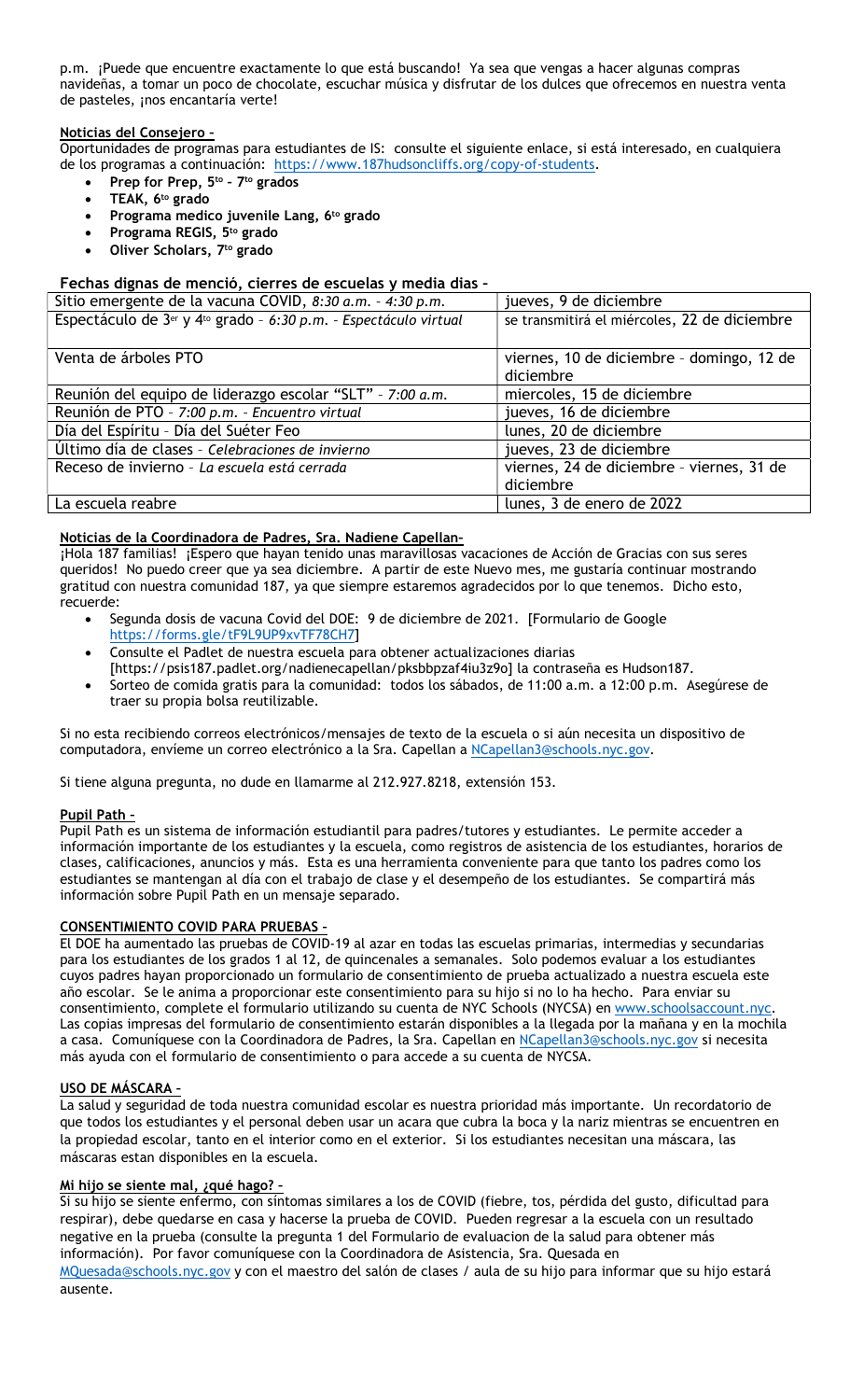p.m. ¡Puede que encuentre exactamente lo que está buscando! Ya sea que vengas a hacer algunas compras navideñas, a tomar un poco de chocolate, escuchar música y disfrutar de los dulces que ofrecemos en nuestra venta de pasteles, ¡nos encantaría verte!

**Noticias del Consejero –**

Oportunidades de programas para estudiantes de IS: consulte el siguiente enlace, si está interesado, en cualquiera de los programas a continuación: https://www.187hudsoncliffs.org/copy-of-students.

- **Prep for Prep, 5to – 7to grados**
- **TEAK, 6to grado**
- **Programa medico juvenile Lang, 6to grado**
- **Programa REGIS, 5to grado**
- **Oliver Scholars, 7to grado**

**Fechas dignas de menció, cierres de escuelas y media dias –**

| | |
|---|---|
| Sitio emergente de la vacuna COVID, *8:30 a.m. – 4:30 p.m.* | jueves, 9 de diciembre |
| Espectáculo de 3er y 4to grado – *6:30 p.m. – Espectáculo virtual* | se transmitirá el miércoles, 22 de diciembre |
| Venta de árboles PTO | viernes, 10 de diciembre – domingo, 12 de diciembre |
| Reunión del equipo de liderazgo escolar "SLT" – *7:00 a.m.* | miercoles, 15 de diciembre |
| Reunión de PTO – *7:00 p.m. – Encuentro virtual* | jueves, 16 de diciembre |
| Día del Espíritu – Día del Suéter Feo | lunes, 20 de diciembre |
| Último día de clases – *Celebraciones de invierno* | jueves, 23 de diciembre |
| Receso de invierno – *La escuela está cerrada* | viernes, 24 de diciembre – viernes, 31 de diciembre |
| La escuela reabre | lunes, 3 de enero de 2022 |

**Noticias de la Coordinadora de Padres, Sra. Nadiene Capellan–**

¡Hola 187 familias! ¡Espero que hayan tenido unas maravillosas vacaciones de Acción de Gracias con sus seres queridos! No puedo creer que ya sea diciembre. A partir de este Nuevo mes, me gustaría continuar mostrando gratitud con nuestra comunidad 187, ya que siempre estaremos agradecidos por lo que tenemos. Dicho esto, recuerde:

- Segunda dosis de vacuna Covid del DOE: 9 de diciembre de 2021. [Formulario de Google https://forms.gle/tF9L9UP9xvTF78CH7]
- Consulte el Padlet de nuestra escuela para obtener actualizaciones diarias [https://psis187.padlet.org/nadienecapellan/pksbbpzaf4iu3z9o] la contraseña es Hudson187.
- Sorteo de comida gratis para la comunidad: todos los sábados, de 11:00 a.m. a 12:00 p.m. Asegúrese de traer su propia bolsa reutilizable.

Si no esta recibiendo correos electrónicos/mensajes de texto de la escuela o si aún necesita un dispositivo de computadora, envíeme un correo electrónico a la Sra. Capellan a NCapellan3@schools.nyc.gov.

Si tiene alguna pregunta, no dude en llamarme al 212.927.8218, extensión 153.

**Pupil Path –**

Pupil Path es un sistema de información estudiantil para padres/tutores y estudiantes. Le permite acceder a información importante de los estudiantes y la escuela, como registros de asistencia de los estudiantes, horarios de clases, calificaciones, anuncios y más. Esta es una herramienta conveniente para que tanto los padres como los estudiantes se mantengan al día con el trabajo de clase y el desempeño de los estudiantes. Se compartirá más información sobre Pupil Path en un mensaje separado.

**CONSENTIMIENTO COVID PARA PRUEBAS –**

El DOE ha aumentado las pruebas de COVID-19 al azar en todas las escuelas primarias, intermedias y secundarias para los estudiantes de los grados 1 al 12, de quincenales a semanales. Solo podemos evaluar a los estudiantes cuyos padres hayan proporcionado un formulario de consentimiento de prueba actualizado a nuestra escuela este año escolar. Se le anima a proporcionar este consentimiento para su hijo si no lo ha hecho. Para enviar su consentimiento, complete el formulario utilizando su cuenta de NYC Schools (NYCSA) en www.schoolsaccount.nyc. Las copias impresas del formulario de consentimiento estarán disponibles a la llegada por la mañana y en la mochila a casa. Comuníquese con la Coordinadora de Padres, la Sra. Capellan en NCapellan3@schools.nyc.gov si necesita más ayuda con el formulario de consentimiento o para accede a su cuenta de NYCSA.

**USO DE MÁSCARA –**

La salud y seguridad de toda nuestra comunidad escolar es nuestra prioridad más importante. Un recordatorio de que todos los estudiantes y el personal deben usar un acara que cubra la boca y la nariz mientras se encuentren en la propiedad escolar, tanto en el interior como en el exterior. Si los estudiantes necesitan una máscara, las máscaras estan disponibles en la escuela.

**Mi hijo se siente mal, ¿qué hago? –**

Si su hijo se siente enfermo, con síntomas similares a los de COVID (fiebre, tos, pérdida del gusto, dificultad para respirar), debe quedarse en casa y hacerse la prueba de COVID. Pueden regresar a la escuela con un resultado negative en la prueba (consulte la pregunta 1 del Formulario de evaluacion de la salud para obtener más información). Por favor comuníquese con la Coordinadora de Asistencia, Sra. Quesada en MQuesada@schools.nyc.gov y con el maestro del salón de clases / aula de su hijo para informar que su hijo estará ausente.